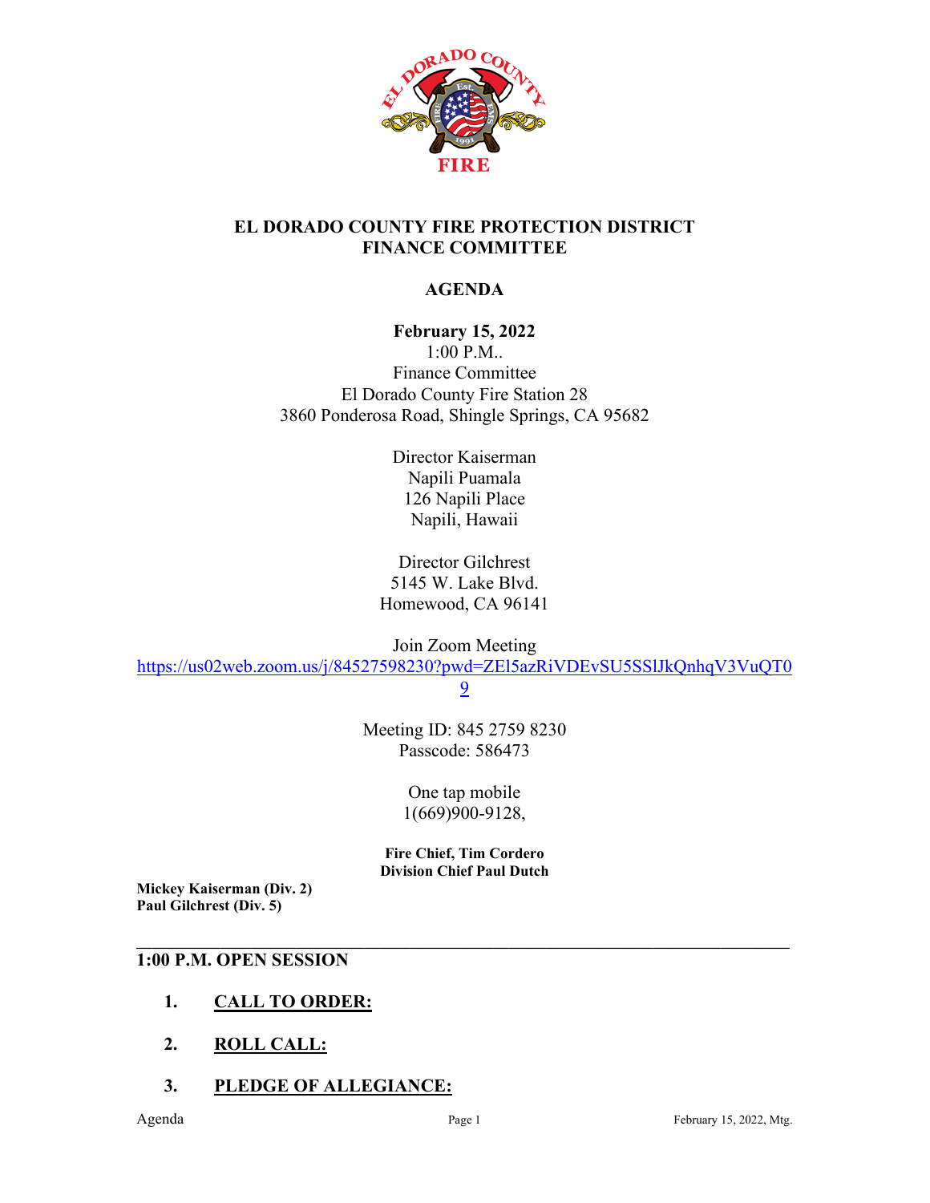# EL DORADO COUNTY FIRE PROTECTION DISTRICT
# FINANCE COMMITTEE

## AGENDA

**February 15, 2022**
1:00 P.M..
Finance Committee
El Dorado County Fire Station 28
3860 Ponderosa Road, Shingle Springs, CA 95682

Director Kaiserman
Napili Puamala
126 Napili Place
Napili, Hawaii

Director Gilchrest
5145 W. Lake Blvd.
Homewood, CA 96141

Join Zoom Meeting
https://us02web.zoom.us/j/84527598230?pwd=ZEl5azRiVDEvSU5SSlJkQnhqV3VuQT09

Meeting ID: 845 2759 8230
Passcode: 586473

One tap mobile
1(669)900-9128,

**Fire Chief, Tim Cordero**
**Division Chief Paul Dutch**

**Mickey Kaiserman (Div. 2)**
**Paul Gilchrest (Div. 5)**

---

## 1:00 P.M. OPEN SESSION

1. **CALL TO ORDER:**

2. **ROLL CALL:**

3. **PLEDGE OF ALLEGIANCE:**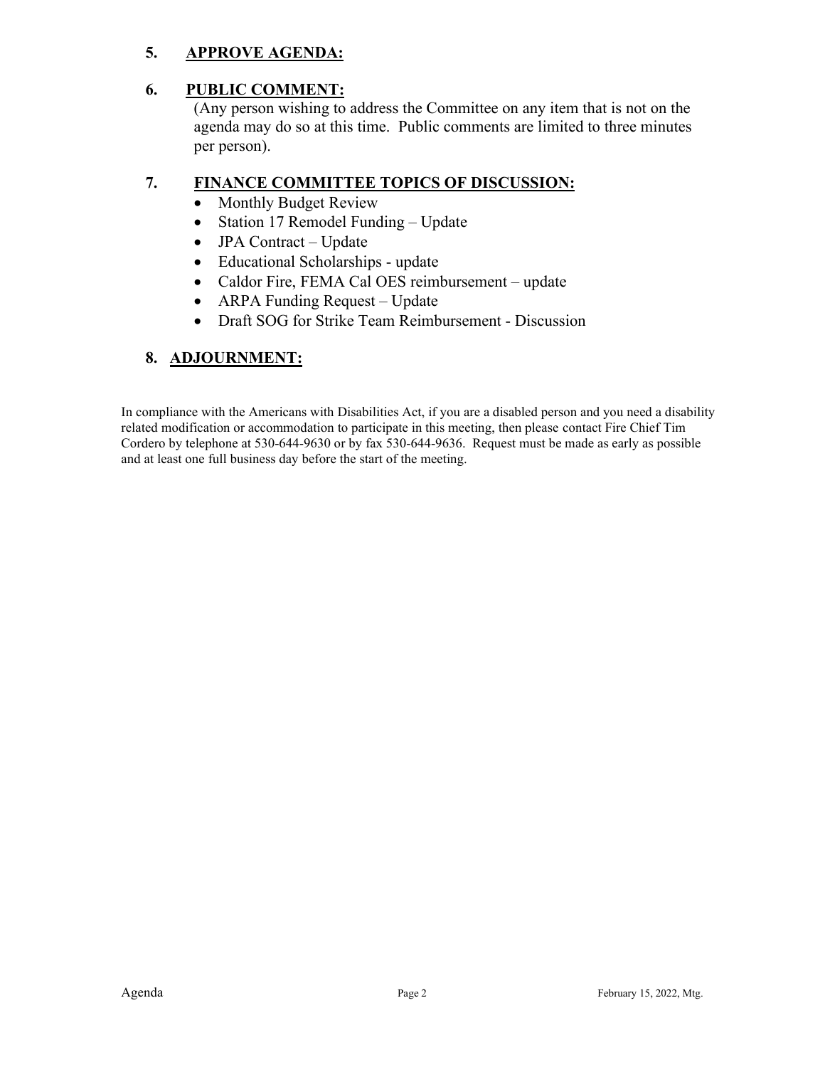## 5. APPROVE AGENDA:

## 6. PUBLIC COMMENT:

(Any person wishing to address the Committee on any item that is not on the agenda may do so at this time. Public comments are limited to three minutes per person).

## 7. FINANCE COMMITTEE TOPICS OF DISCUSSION:

- Monthly Budget Review
- Station 17 Remodel Funding – Update
- JPA Contract – Update
- Educational Scholarships - update
- Caldor Fire, FEMA Cal OES reimbursement – update
- ARPA Funding Request – Update
- Draft SOG for Strike Team Reimbursement - Discussion

## 8. ADJOURNMENT:

In compliance with the Americans with Disabilities Act, if you are a disabled person and you need a disability related modification or accommodation to participate in this meeting, then please contact Fire Chief Tim Cordero by telephone at 530-644-9630 or by fax 530-644-9636. Request must be made as early as possible and at least one full business day before the start of the meeting.